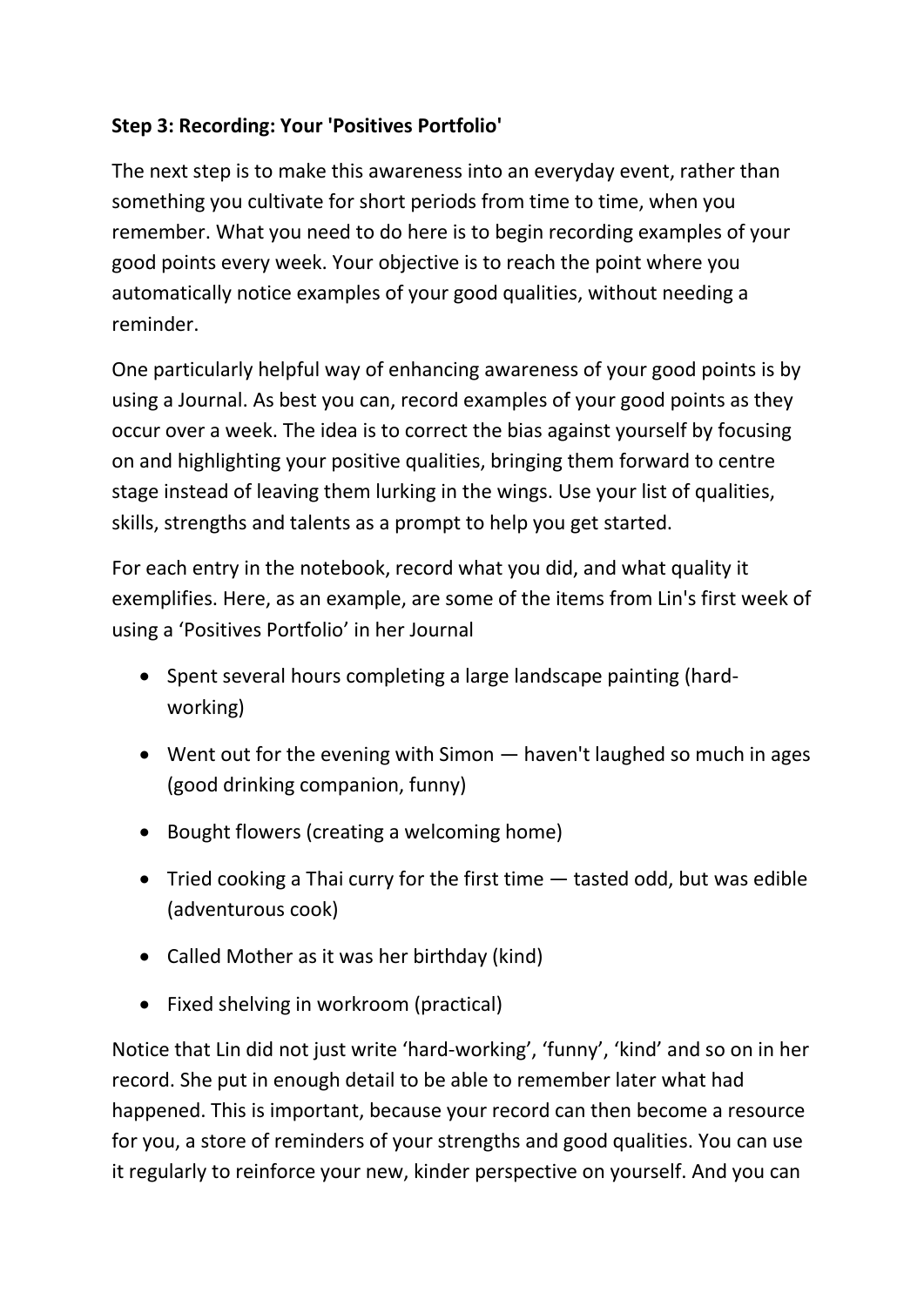**Step 3: Recording: Your 'Positives Portfolio'**

The next step is to make this awareness into an everyday event, rather than something you cultivate for short periods from time to time, when you remember. What you need to do here is to begin recording examples of your good points every week. Your objective is to reach the point where you automatically notice examples of your good qualities, without needing a reminder.

One particularly helpful way of enhancing awareness of your good points is by using a Journal. As best you can, record examples of your good points as they occur over a week. The idea is to correct the bias against yourself by focusing on and highlighting your positive qualities, bringing them forward to centre stage instead of leaving them lurking in the wings. Use your list of qualities, skills, strengths and talents as a prompt to help you get started.

For each entry in the notebook, record what you did, and what quality it exemplifies. Here, as an example, are some of the items from Lin's first week of using a 'Positives Portfolio' in her Journal

- Spent several hours completing a large landscape painting (hard-working)
- Went out for the evening with Simon — haven't laughed so much in ages (good drinking companion, funny)
- Bought flowers (creating a welcoming home)
- Tried cooking a Thai curry for the first time — tasted odd, but was edible (adventurous cook)
- Called Mother as it was her birthday (kind)
- Fixed shelving in workroom (practical)

Notice that Lin did not just write 'hard-working', 'funny', 'kind' and so on in her record. She put in enough detail to be able to remember later what had happened. This is important, because your record can then become a resource for you, a store of reminders of your strengths and good qualities. You can use it regularly to reinforce your new, kinder perspective on yourself. And you can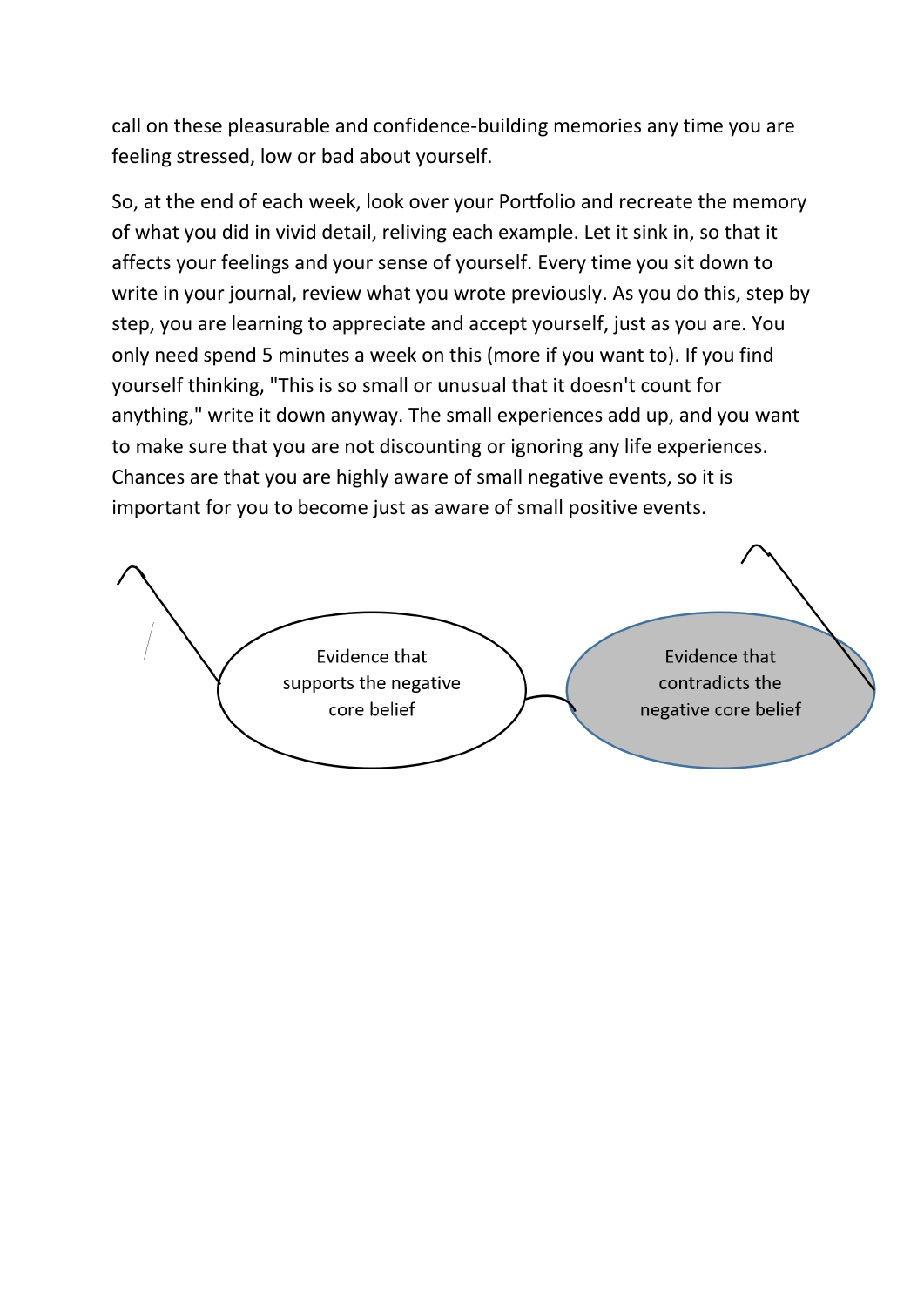call on these pleasurable and confidence-building memories any time you are feeling stressed, low or bad about yourself.

So, at the end of each week, look over your Portfolio and recreate the memory of what you did in vivid detail, reliving each example. Let it sink in, so that it affects your feelings and your sense of yourself. Every time you sit down to write in your journal, review what you wrote previously. As you do this, step by step, you are learning to appreciate and accept yourself, just as you are. You only need spend 5 minutes a week on this (more if you want to). If you find yourself thinking, "This is so small or unusual that it doesn't count for anything," write it down anyway. The small experiences add up, and you want to make sure that you are not discounting or ignoring any life experiences. Chances are that you are highly aware of small negative events, so it is important for you to become just as aware of small positive events.

Evidence that supports the negative core belief

Evidence that contradicts the negative core belief